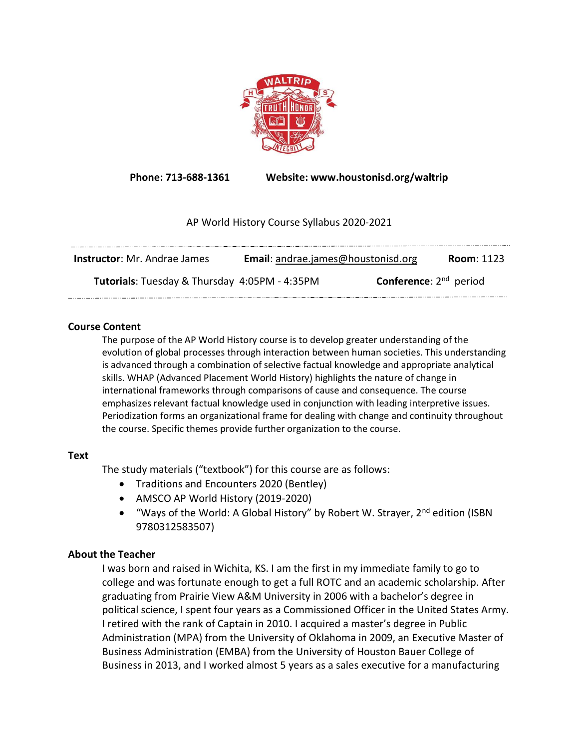**Phone: 713-688-1361** **Website: www.houstonisd.org/waltrip**

AP World History Course Syllabus 2020-2021

**Instructor**: Mr. Andrae James **Email**: andrae.james@houstonisd.org **Room**: 1123

**Tutorials**: Tuesday & Thursday 4:05PM - 4:35PM **Conference**: 2nd period

## Course Content

The purpose of the AP World History course is to develop greater understanding of the evolution of global processes through interaction between human societies. This understanding is advanced through a combination of selective factual knowledge and appropriate analytical skills. WHAP (Advanced Placement World History) highlights the nature of change in international frameworks through comparisons of cause and consequence. The course emphasizes relevant factual knowledge used in conjunction with leading interpretive issues. Periodization forms an organizational frame for dealing with change and continuity throughout the course. Specific themes provide further organization to the course.

## Text

The study materials ("textbook") for this course are as follows:

- Traditions and Encounters 2020 (Bentley)
- AMSCO AP World History (2019-2020)
- "Ways of the World: A Global History" by Robert W. Strayer, 2nd edition (ISBN 9780312583507)

## About the Teacher

I was born and raised in Wichita, KS. I am the first in my immediate family to go to college and was fortunate enough to get a full ROTC and an academic scholarship. After graduating from Prairie View A&M University in 2006 with a bachelor's degree in political science, I spent four years as a Commissioned Officer in the United States Army. I retired with the rank of Captain in 2010. I acquired a master's degree in Public Administration (MPA) from the University of Oklahoma in 2009, an Executive Master of Business Administration (EMBA) from the University of Houston Bauer College of Business in 2013, and I worked almost 5 years as a sales executive for a manufacturing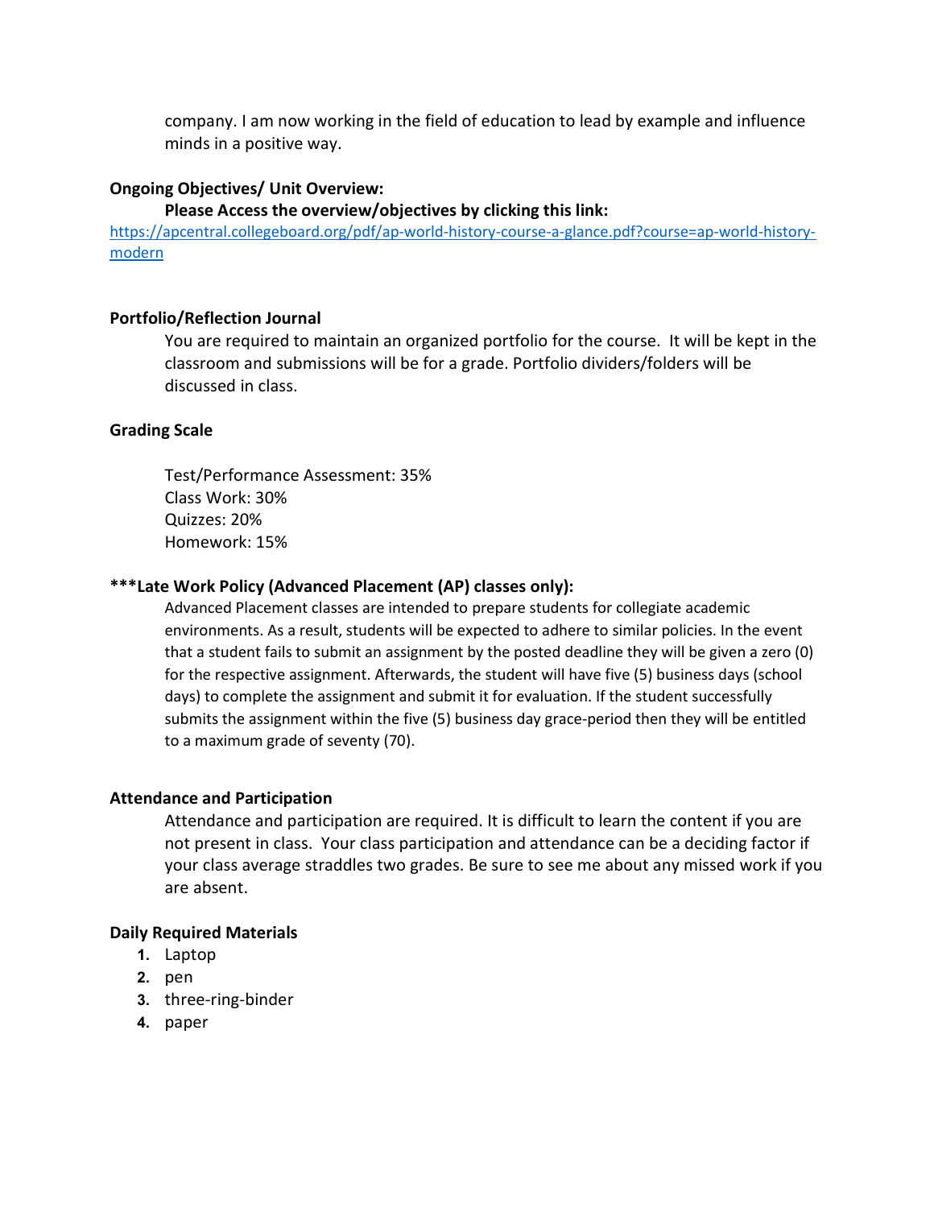company. I am now working in the field of education to lead by example and influence minds in a positive way.

**Ongoing Objectives/ Unit Overview:**

**Please Access the overview/objectives by clicking this link:**

https://apcentral.collegeboard.org/pdf/ap-world-history-course-a-glance.pdf?course=ap-world-history-modern

**Portfolio/Reflection Journal**

You are required to maintain an organized portfolio for the course. It will be kept in the classroom and submissions will be for a grade. Portfolio dividers/folders will be discussed in class.

**Grading Scale**

Test/Performance Assessment: 35%
Class Work: 30%
Quizzes: 20%
Homework: 15%

**\*\*\*Late Work Policy (Advanced Placement (AP) classes only):**

Advanced Placement classes are intended to prepare students for collegiate academic environments. As a result, students will be expected to adhere to similar policies. In the event that a student fails to submit an assignment by the posted deadline they will be given a zero (0) for the respective assignment. Afterwards, the student will have five (5) business days (school days) to complete the assignment and submit it for evaluation. If the student successfully submits the assignment within the five (5) business day grace-period then they will be entitled to a maximum grade of seventy (70).

**Attendance and Participation**

Attendance and participation are required. It is difficult to learn the content if you are not present in class. Your class participation and attendance can be a deciding factor if your class average straddles two grades. Be sure to see me about any missed work if you are absent.

**Daily Required Materials**

1. Laptop
2. pen
3. three-ring-binder
4. paper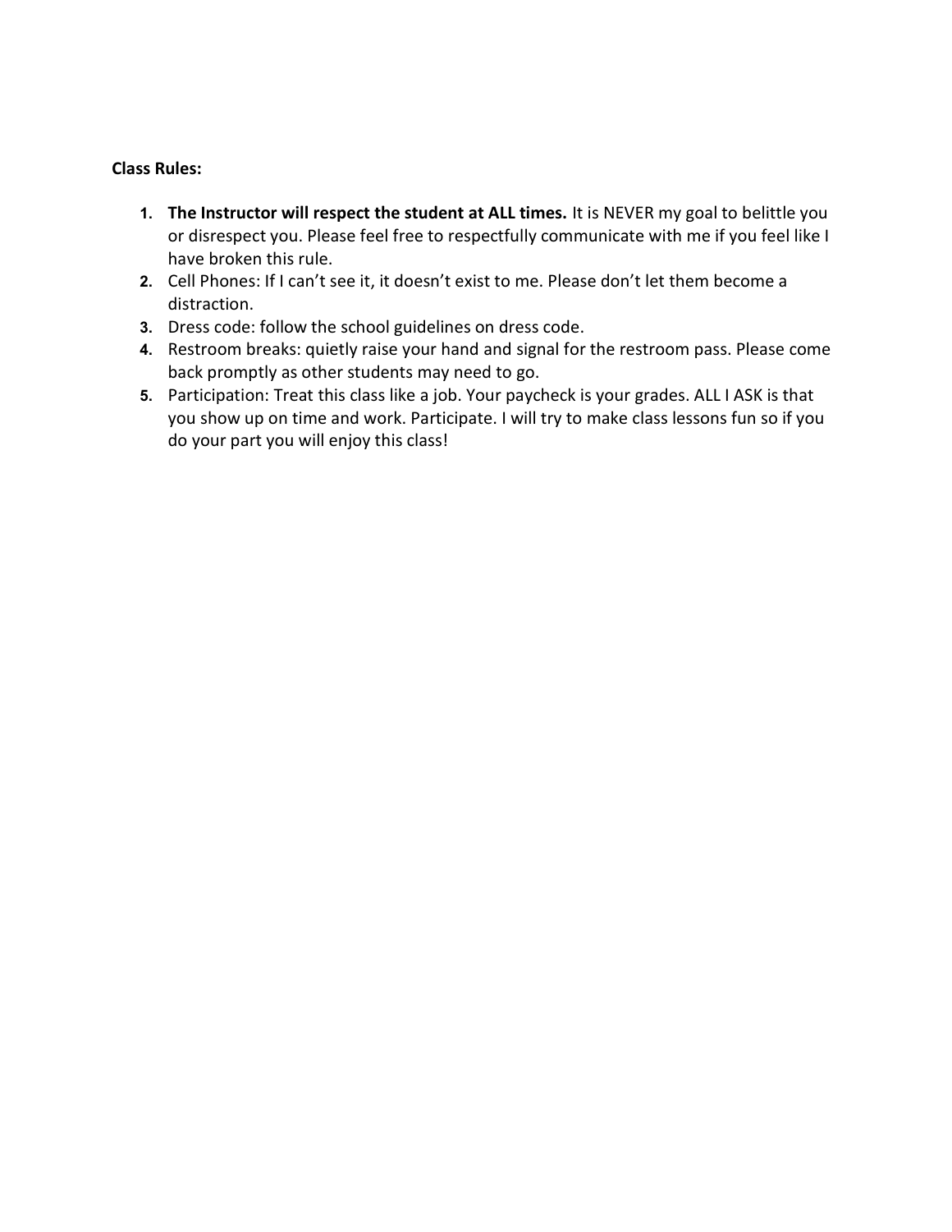**Class Rules:**

1. **The Instructor will respect the student at ALL times.** It is NEVER my goal to belittle you or disrespect you. Please feel free to respectfully communicate with me if you feel like I have broken this rule.
2. Cell Phones: If I can't see it, it doesn't exist to me. Please don't let them become a distraction.
3. Dress code: follow the school guidelines on dress code.
4. Restroom breaks: quietly raise your hand and signal for the restroom pass. Please come back promptly as other students may need to go.
5. Participation: Treat this class like a job. Your paycheck is your grades. ALL I ASK is that you show up on time and work. Participate. I will try to make class lessons fun so if you do your part you will enjoy this class!